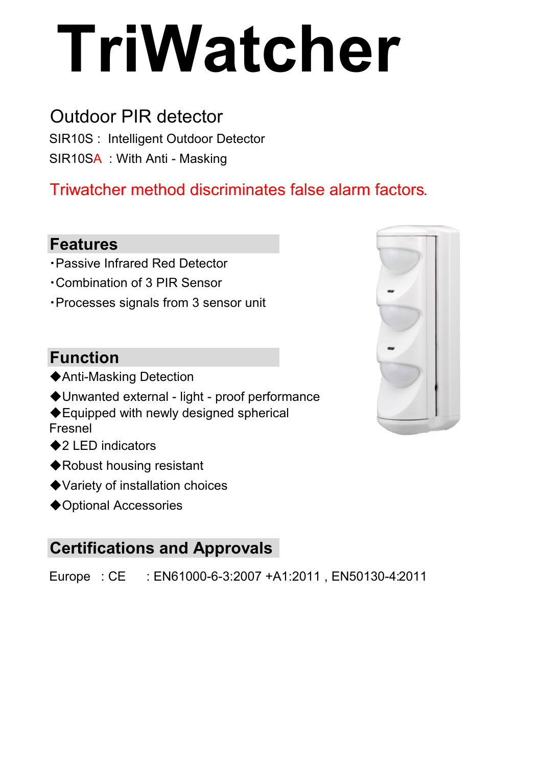# TriWatcher

## Outdoor PIR detector

SIR10S : Intelligent Outdoor Detector

SIR10SA : With Anti - Masking

Triwatcher method discriminates false alarm factors.

## Features

- ・Passive Infrared Red Detector
- ・Combination of 3 PIR Sensor
- ・Processes signals from 3 sensor unit

## Function

- ◆Anti-Masking Detection
- ◆Unwanted external - light - proof performance
- ◆Equipped with newly designed spherical Fresnel
- ◆2 LED indicators
- ◆Robust housing resistant
- ◆Variety of installation choices
- ◆Optional Accessories

## Certifications and Approvals

Europe : CE : EN61000-6-3:2007 +A1:2011 , EN50130-4:2011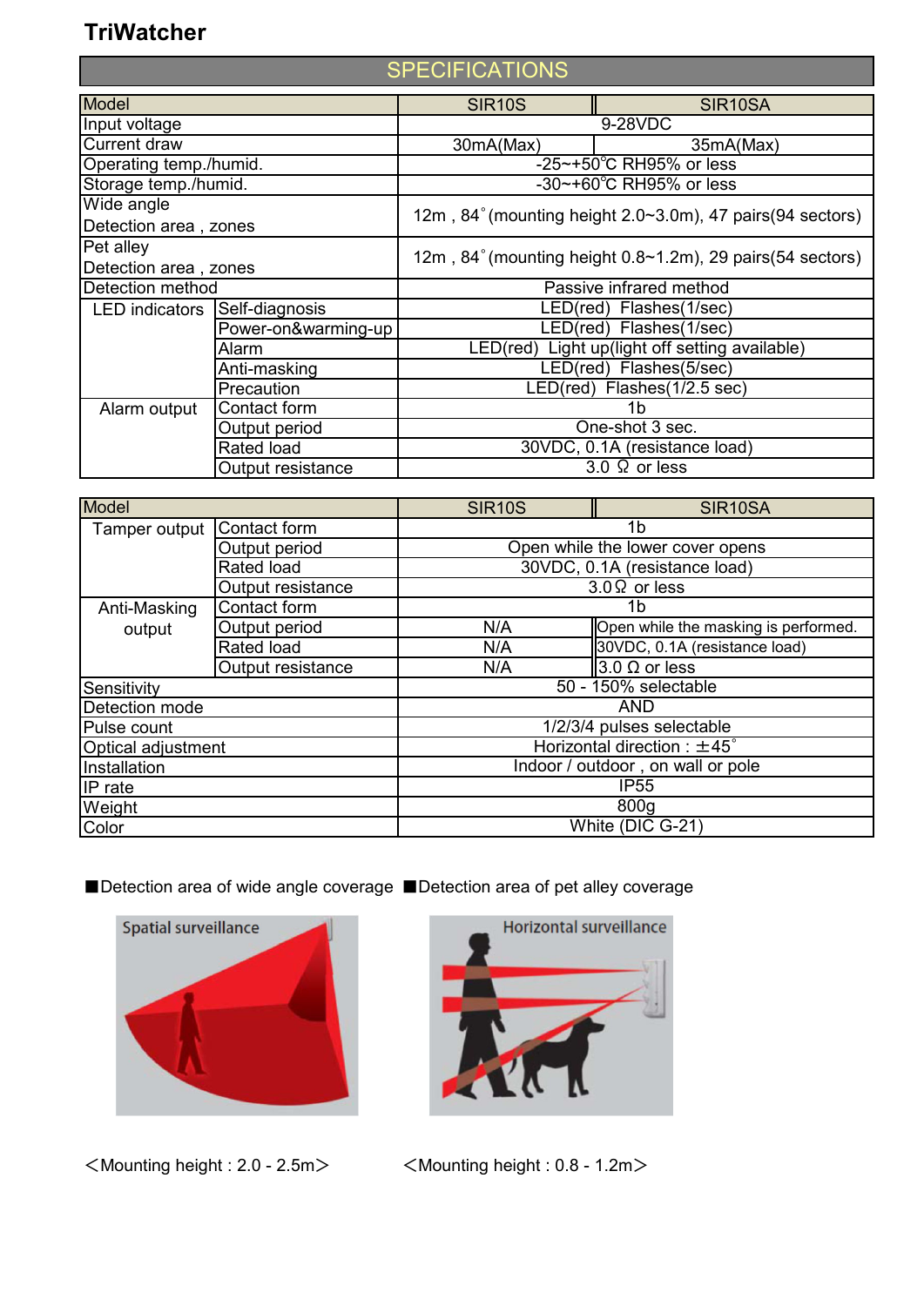# TriWatcher

## SPECIFICATIONS

| Model | | SIR10S | SIR10SA |
|---|---|---|---|
| Input voltage | | 9-28VDC | |
| Current draw | | 30mA(Max) | 35mA(Max) |
| Operating temp./humid. | | -25~+50℃ RH95% or less | |
| Storage temp./humid. | | -30~+60℃ RH95% or less | |
| Wide angle Detection area , zones | | 12m , 84˚(mounting height 2.0~3.0m), 47 pairs(94 sectors) | |
| Pet alley Detection area , zones | | 12m , 84˚(mounting height 0.8~1.2m), 29 pairs(54 sectors) | |
| Detection method | | Passive infrared method | |
| LED indicators | Self-diagnosis | LED(red) Flashes(1/sec) | |
| | Power-on&warming-up | LED(red) Flashes(1/sec) | |
| | Alarm | LED(red) Light up(light off setting available) | |
| | Anti-masking | LED(red) Flashes(5/sec) | |
| | Precaution | LED(red) Flashes(1/2.5 sec) | |
| Alarm output | Contact form | 1b | |
| | Output period | One-shot 3 sec. | |
| | Rated load | 30VDC, 0.1A (resistance load) | |
| | Output resistance | 3.0 Ω or less | |

| Model | | SIR10S | SIR10SA |
|---|---|---|---|
| Tamper output | Contact form | 1b | |
| | Output period | Open while the lower cover opens | |
| | Rated load | 30VDC, 0.1A (resistance load) | |
| | Output resistance | 3.0Ω or less | |
| Anti-Masking output | Contact form | 1b | |
| | Output period | N/A | Open while the masking is performed. |
| | Rated load | N/A | 30VDC, 0.1A (resistance load) |
| | Output resistance | N/A | 3.0 Ω or less |
| Sensitivity | | 50 - 150% selectable | |
| Detection mode | | AND | |
| Pulse count | | 1/2/3/4 pulses selectable | |
| Optical adjustment | | Horizontal direction : ±45˚ | |
| Installation | | Indoor / outdoor , on wall or pole | |
| IP rate | | IP55 | |
| Weight | | 800g | |
| Color | | White (DIC G-21) | |

■Detection area of wide angle coverage

Spatial surveillance

<Mounting height : 2.0 - 2.5m>

■Detection area of pet alley coverage

Horizontal surveillance

<Mounting height : 0.8 - 1.2m>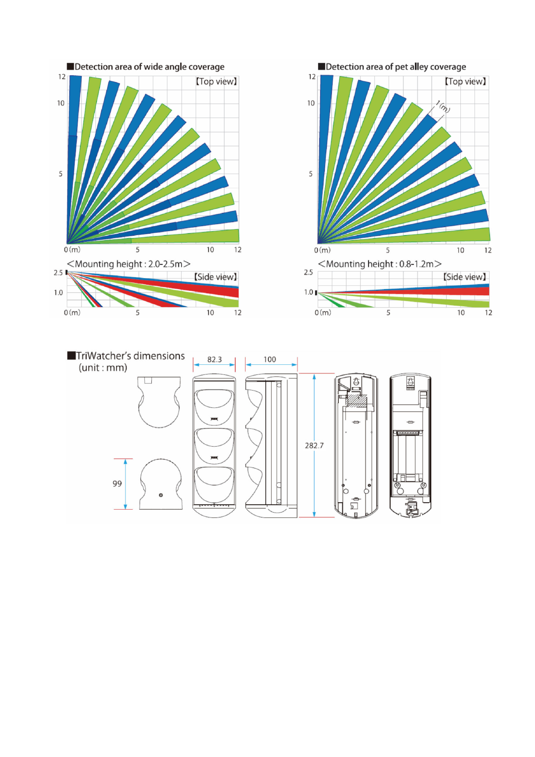## ■Detection area of wide angle coverage

【Top view】

12
10
5
0 (m)
5
10
12

<Mounting height : 2.0-2.5m>

【Side view】

2.5
1.0
0 (m)
5
10
12

## ■Detection area of pet alley coverage

【Top view】

12
10
5
0 (m)
5
10
12
1 (m)

<Mounting height : 0.8-1.2m>

【Side view】

2.5
1.0
0 (m)
5
10
12

## ■TriWatcher's dimensions (unit : mm)

82.3
100
282.7
99